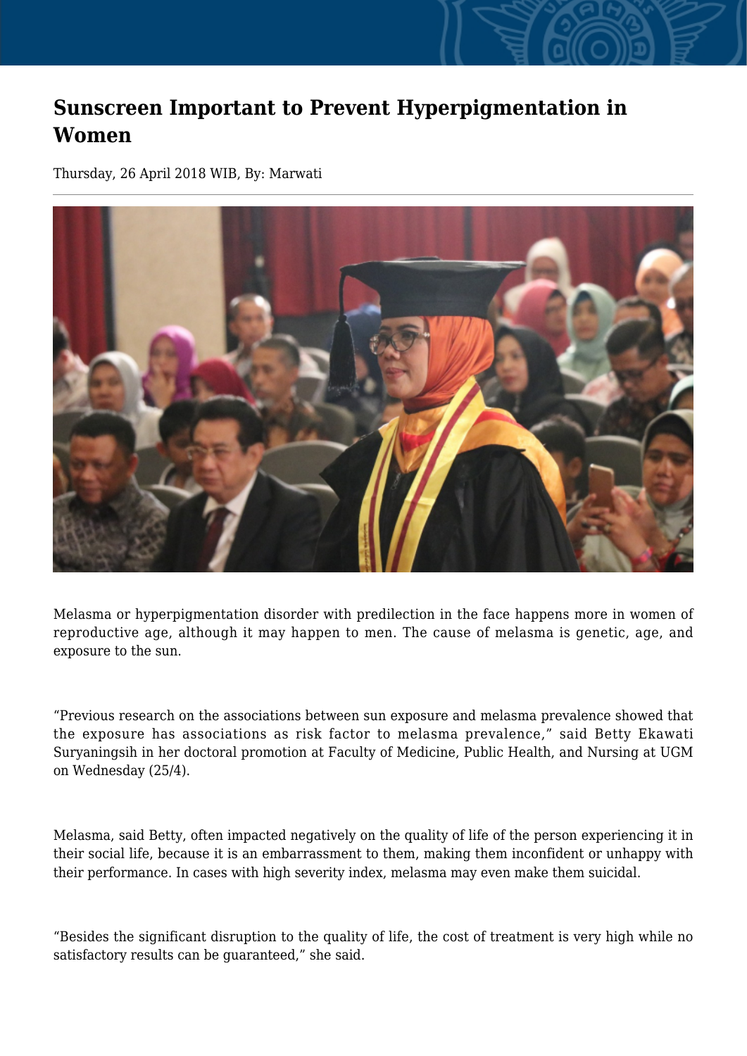# Sunscreen Important to Prevent Hyperpigmentation in Women

Thursday, 26 April 2018 WIB, By: Marwati

Melasma or hyperpigmentation disorder with predilection in the face happens more in women of reproductive age, although it may happen to men. The cause of melasma is genetic, age, and exposure to the sun.

"Previous research on the associations between sun exposure and melasma prevalence showed that the exposure has associations as risk factor to melasma prevalence," said Betty Ekawati Suryaningsih in her doctoral promotion at Faculty of Medicine, Public Health, and Nursing at UGM on Wednesday (25/4).

Melasma, said Betty, often impacted negatively on the quality of life of the person experiencing it in their social life, because it is an embarrassment to them, making them inconfident or unhappy with their performance. In cases with high severity index, melasma may even make them suicidal.

"Besides the significant disruption to the quality of life, the cost of treatment is very high while no satisfactory results can be guaranteed," she said.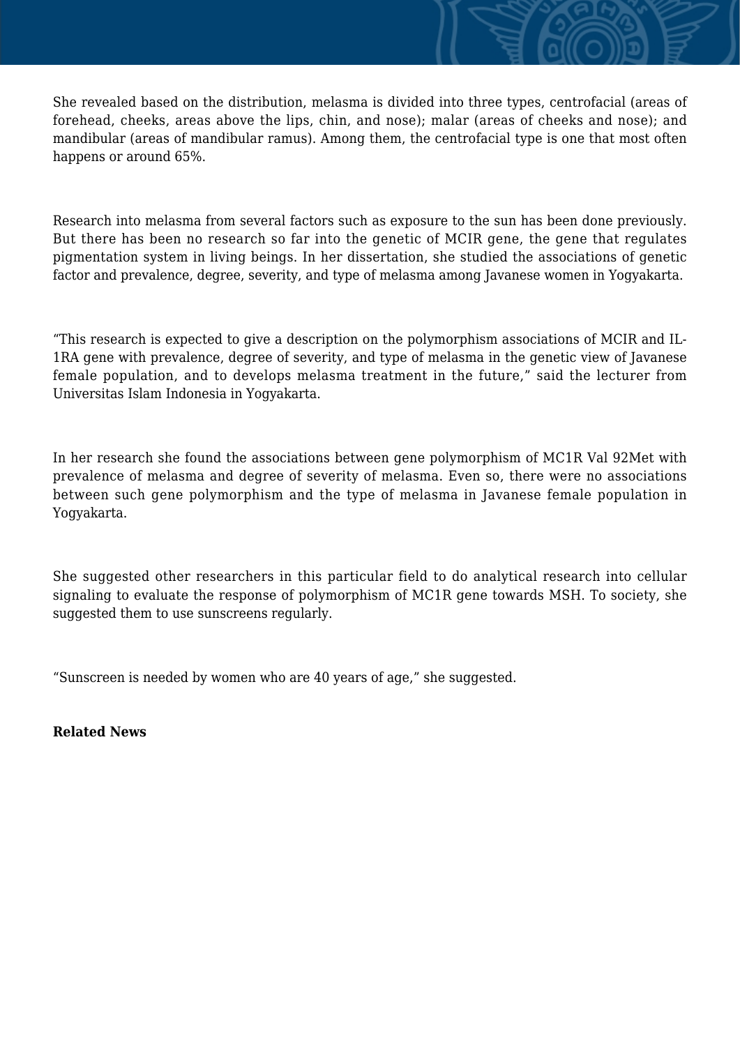She revealed based on the distribution, melasma is divided into three types, centrofacial (areas of forehead, cheeks, areas above the lips, chin, and nose); malar (areas of cheeks and nose); and mandibular (areas of mandibular ramus). Among them, the centrofacial type is one that most often happens or around 65%.

Research into melasma from several factors such as exposure to the sun has been done previously. But there has been no research so far into the genetic of MCIR gene, the gene that regulates pigmentation system in living beings. In her dissertation, she studied the associations of genetic factor and prevalence, degree, severity, and type of melasma among Javanese women in Yogyakarta.

“This research is expected to give a description on the polymorphism associations of MCIR and IL-1RA gene with prevalence, degree of severity, and type of melasma in the genetic view of Javanese female population, and to develops melasma treatment in the future,” said the lecturer from Universitas Islam Indonesia in Yogyakarta.

In her research she found the associations between gene polymorphism of MC1R Val 92Met with prevalence of melasma and degree of severity of melasma. Even so, there were no associations between such gene polymorphism and the type of melasma in Javanese female population in Yogyakarta.

She suggested other researchers in this particular field to do analytical research into cellular signaling to evaluate the response of polymorphism of MC1R gene towards MSH. To society, she suggested them to use sunscreens regularly.

“Sunscreen is needed by women who are 40 years of age,” she suggested.

**Related News**